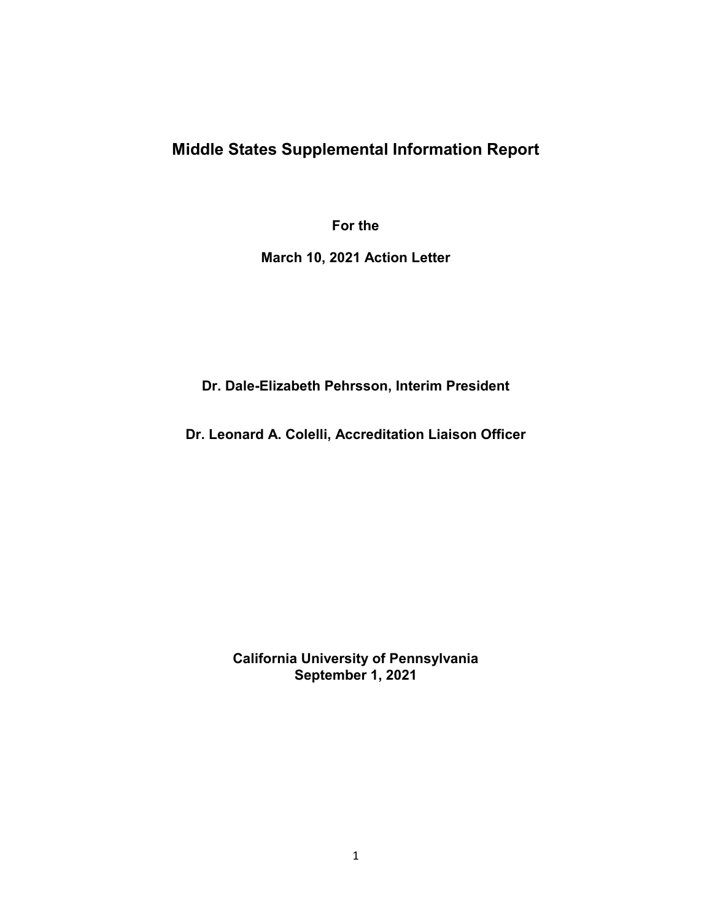# Middle States Supplemental Information Report

**For the**

**March 10, 2021 Action Letter**

**Dr. Dale-Elizabeth Pehrsson, Interim President**

**Dr. Leonard A. Colelli, Accreditation Liaison Officer**

**California University of Pennsylvania**
**September 1, 2021**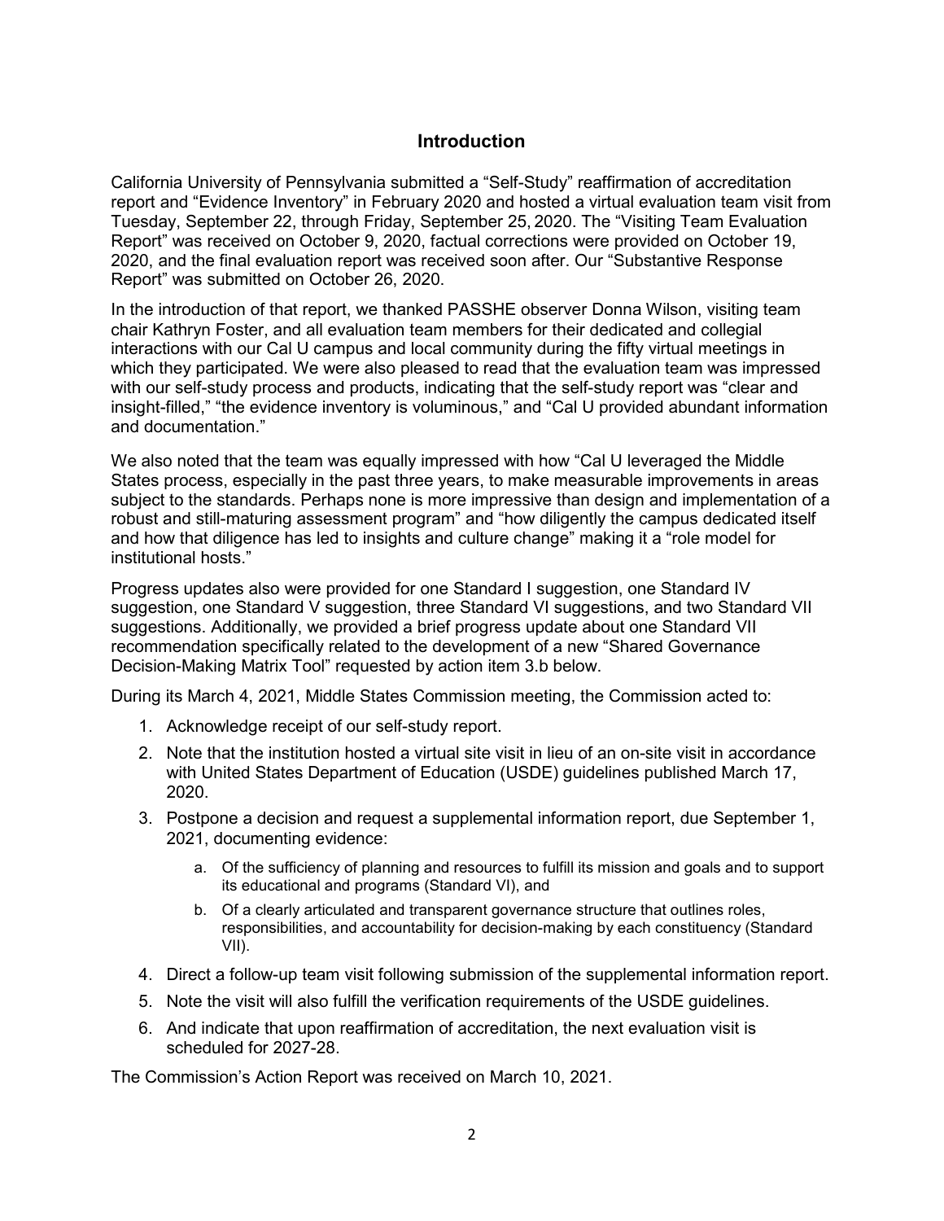## Introduction

California University of Pennsylvania submitted a "Self-Study" reaffirmation of accreditation report and "Evidence Inventory" in February 2020 and hosted a virtual evaluation team visit from Tuesday, September 22, through Friday, September 25, 2020. The "Visiting Team Evaluation Report" was received on October 9, 2020, factual corrections were provided on October 19, 2020, and the final evaluation report was received soon after. Our "Substantive Response Report" was submitted on October 26, 2020.

In the introduction of that report, we thanked PASSHE observer Donna Wilson, visiting team chair Kathryn Foster, and all evaluation team members for their dedicated and collegial interactions with our Cal U campus and local community during the fifty virtual meetings in which they participated. We were also pleased to read that the evaluation team was impressed with our self-study process and products, indicating that the self-study report was "clear and insight-filled," "the evidence inventory is voluminous," and "Cal U provided abundant information and documentation."

We also noted that the team was equally impressed with how "Cal U leveraged the Middle States process, especially in the past three years, to make measurable improvements in areas subject to the standards. Perhaps none is more impressive than design and implementation of a robust and still-maturing assessment program" and "how diligently the campus dedicated itself and how that diligence has led to insights and culture change" making it a "role model for institutional hosts."

Progress updates also were provided for one Standard I suggestion, one Standard IV suggestion, one Standard V suggestion, three Standard VI suggestions, and two Standard VII suggestions. Additionally, we provided a brief progress update about one Standard VII recommendation specifically related to the development of a new "Shared Governance Decision-Making Matrix Tool" requested by action item 3.b below.

During its March 4, 2021, Middle States Commission meeting, the Commission acted to:

1. Acknowledge receipt of our self-study report.
2. Note that the institution hosted a virtual site visit in lieu of an on-site visit in accordance with United States Department of Education (USDE) guidelines published March 17, 2020.
3. Postpone a decision and request a supplemental information report, due September 1, 2021, documenting evidence:
    a. Of the sufficiency of planning and resources to fulfill its mission and goals and to support its educational and programs (Standard VI), and
    b. Of a clearly articulated and transparent governance structure that outlines roles, responsibilities, and accountability for decision-making by each constituency (Standard VII).
4. Direct a follow-up team visit following submission of the supplemental information report.
5. Note the visit will also fulfill the verification requirements of the USDE guidelines.
6. And indicate that upon reaffirmation of accreditation, the next evaluation visit is scheduled for 2027-28.

The Commission's Action Report was received on March 10, 2021.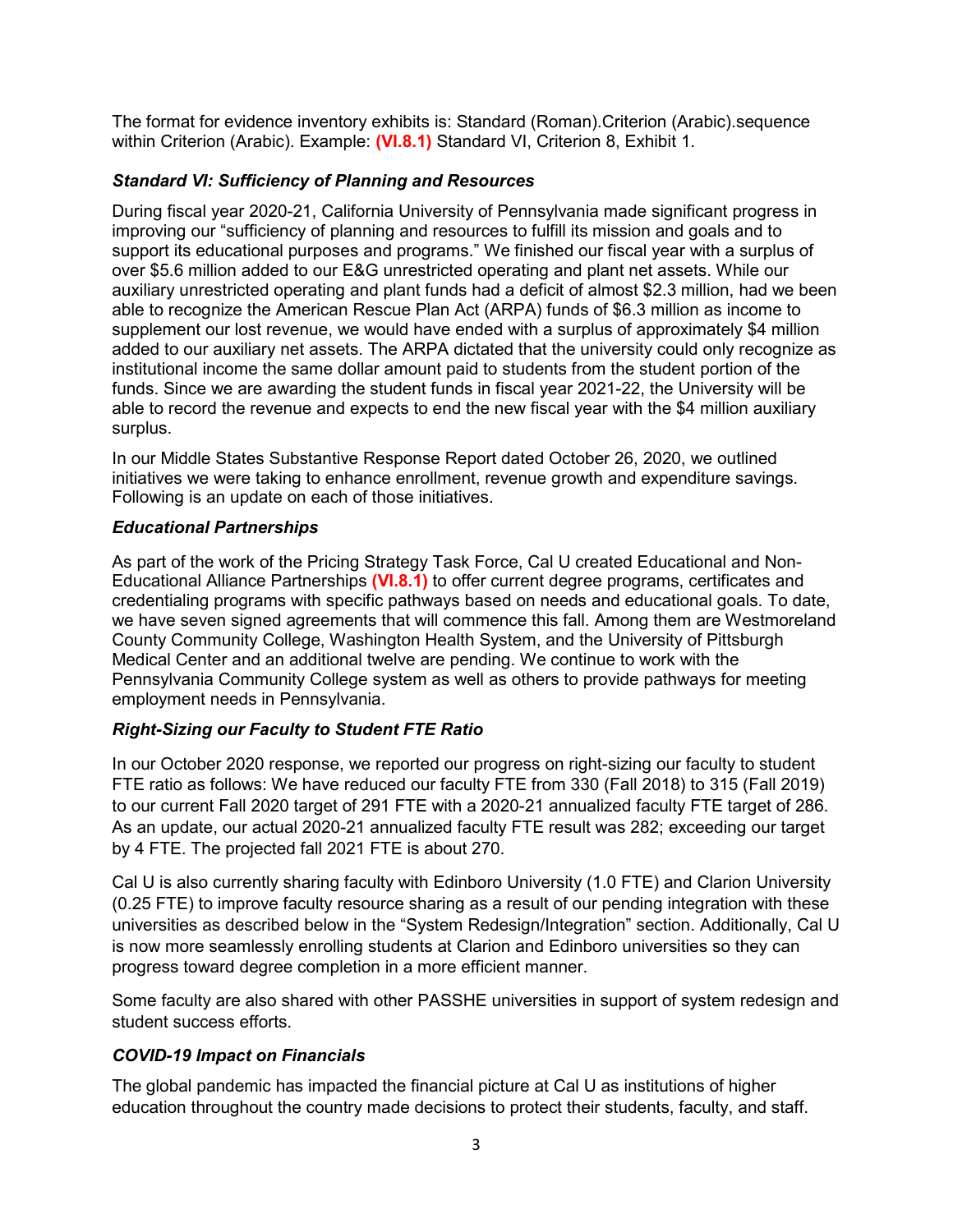The format for evidence inventory exhibits is: Standard (Roman).Criterion (Arabic).sequence within Criterion (Arabic). Example: **(VI.8.1)** Standard VI, Criterion 8, Exhibit 1.

### *Standard VI: Sufficiency of Planning and Resources*

During fiscal year 2020-21, California University of Pennsylvania made significant progress in improving our "sufficiency of planning and resources to fulfill its mission and goals and to support its educational purposes and programs." We finished our fiscal year with a surplus of over $5.6 million added to our E&G unrestricted operating and plant net assets. While our auxiliary unrestricted operating and plant funds had a deficit of almost $2.3 million, had we been able to recognize the American Rescue Plan Act (ARPA) funds of $6.3 million as income to supplement our lost revenue, we would have ended with a surplus of approximately $4 million added to our auxiliary net assets. The ARPA dictated that the university could only recognize as institutional income the same dollar amount paid to students from the student portion of the funds. Since we are awarding the student funds in fiscal year 2021-22, the University will be able to record the revenue and expects to end the new fiscal year with the $4 million auxiliary surplus.

In our Middle States Substantive Response Report dated October 26, 2020, we outlined initiatives we were taking to enhance enrollment, revenue growth and expenditure savings. Following is an update on each of those initiatives.

### *Educational Partnerships*

As part of the work of the Pricing Strategy Task Force, Cal U created Educational and Non-Educational Alliance Partnerships **(VI.8.1)** to offer current degree programs, certificates and credentialing programs with specific pathways based on needs and educational goals. To date, we have seven signed agreements that will commence this fall. Among them are Westmoreland County Community College, Washington Health System, and the University of Pittsburgh Medical Center and an additional twelve are pending. We continue to work with the Pennsylvania Community College system as well as others to provide pathways for meeting employment needs in Pennsylvania.

### *Right-Sizing our Faculty to Student FTE Ratio*

In our October 2020 response, we reported our progress on right-sizing our faculty to student FTE ratio as follows: We have reduced our faculty FTE from 330 (Fall 2018) to 315 (Fall 2019) to our current Fall 2020 target of 291 FTE with a 2020-21 annualized faculty FTE target of 286. As an update, our actual 2020-21 annualized faculty FTE result was 282; exceeding our target by 4 FTE. The projected fall 2021 FTE is about 270.

Cal U is also currently sharing faculty with Edinboro University (1.0 FTE) and Clarion University (0.25 FTE) to improve faculty resource sharing as a result of our pending integration with these universities as described below in the "System Redesign/Integration" section. Additionally, Cal U is now more seamlessly enrolling students at Clarion and Edinboro universities so they can progress toward degree completion in a more efficient manner.

Some faculty are also shared with other PASSHE universities in support of system redesign and student success efforts.

### *COVID-19 Impact on Financials*

The global pandemic has impacted the financial picture at Cal U as institutions of higher education throughout the country made decisions to protect their students, faculty, and staff.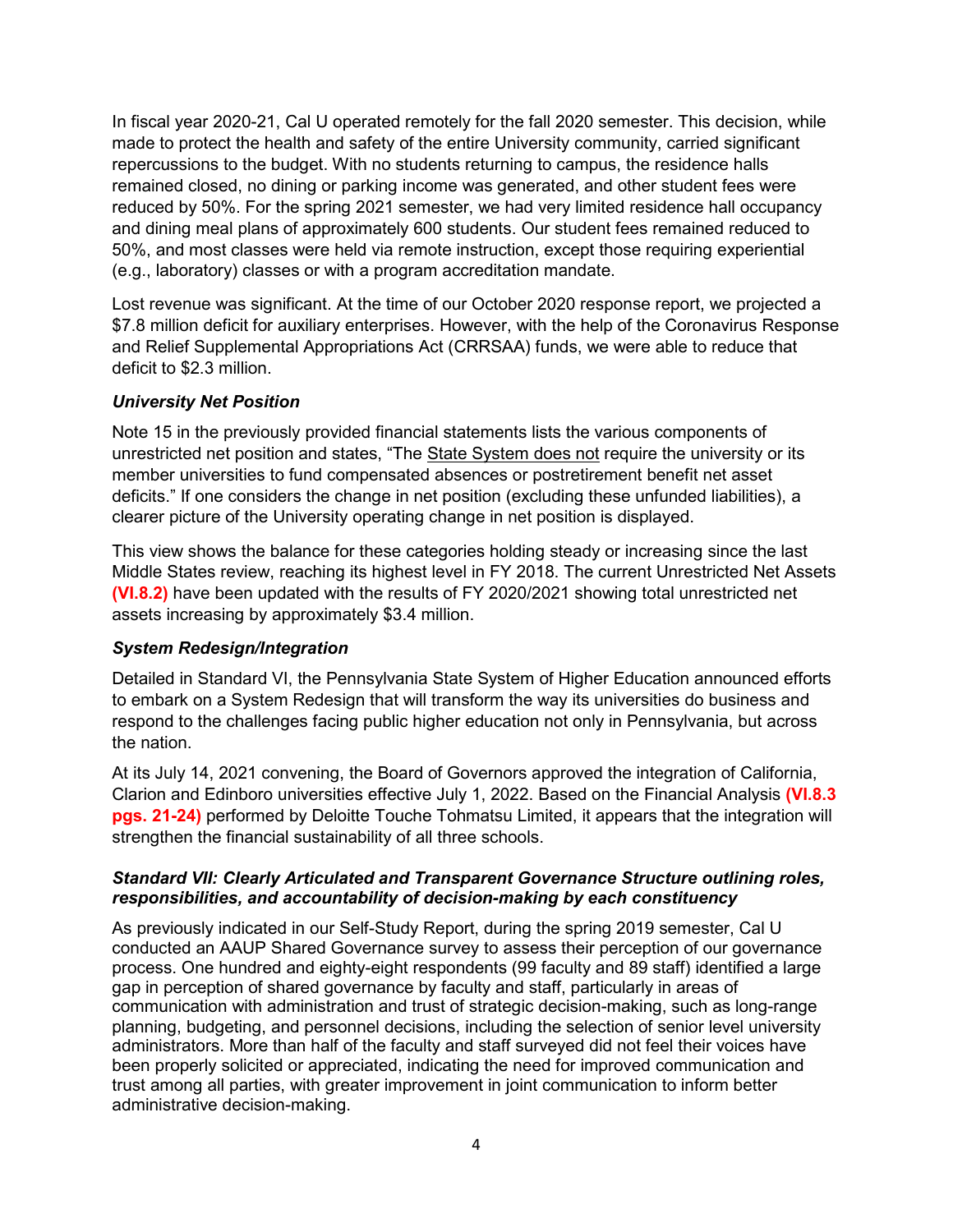In fiscal year 2020-21, Cal U operated remotely for the fall 2020 semester. This decision, while made to protect the health and safety of the entire University community, carried significant repercussions to the budget. With no students returning to campus, the residence halls remained closed, no dining or parking income was generated, and other student fees were reduced by 50%. For the spring 2021 semester, we had very limited residence hall occupancy and dining meal plans of approximately 600 students. Our student fees remained reduced to 50%, and most classes were held via remote instruction, except those requiring experiential (e.g., laboratory) classes or with a program accreditation mandate.

Lost revenue was significant. At the time of our October 2020 response report, we projected a $7.8 million deficit for auxiliary enterprises. However, with the help of the Coronavirus Response and Relief Supplemental Appropriations Act (CRRSAA) funds, we were able to reduce that deficit to $2.3 million.

### *University Net Position*

Note 15 in the previously provided financial statements lists the various components of unrestricted net position and states, "The State System does not require the university or its member universities to fund compensated absences or postretirement benefit net asset deficits." If one considers the change in net position (excluding these unfunded liabilities), a clearer picture of the University operating change in net position is displayed.

This view shows the balance for these categories holding steady or increasing since the last Middle States review, reaching its highest level in FY 2018. The current Unrestricted Net Assets **(VI.8.2)** have been updated with the results of FY 2020/2021 showing total unrestricted net assets increasing by approximately $3.4 million.

### *System Redesign/Integration*

Detailed in Standard VI, the Pennsylvania State System of Higher Education announced efforts to embark on a System Redesign that will transform the way its universities do business and respond to the challenges facing public higher education not only in Pennsylvania, but across the nation.

At its July 14, 2021 convening, the Board of Governors approved the integration of California, Clarion and Edinboro universities effective July 1, 2022. Based on the Financial Analysis **(VI.8.3 pgs. 21-24)** performed by Deloitte Touche Tohmatsu Limited, it appears that the integration will strengthen the financial sustainability of all three schools.

### *Standard VII: Clearly Articulated and Transparent Governance Structure outlining roles, responsibilities, and accountability of decision-making by each constituency*

As previously indicated in our Self-Study Report, during the spring 2019 semester, Cal U conducted an AAUP Shared Governance survey to assess their perception of our governance process. One hundred and eighty-eight respondents (99 faculty and 89 staff) identified a large gap in perception of shared governance by faculty and staff, particularly in areas of communication with administration and trust of strategic decision-making, such as long-range planning, budgeting, and personnel decisions, including the selection of senior level university administrators. More than half of the faculty and staff surveyed did not feel their voices have been properly solicited or appreciated, indicating the need for improved communication and trust among all parties, with greater improvement in joint communication to inform better administrative decision-making.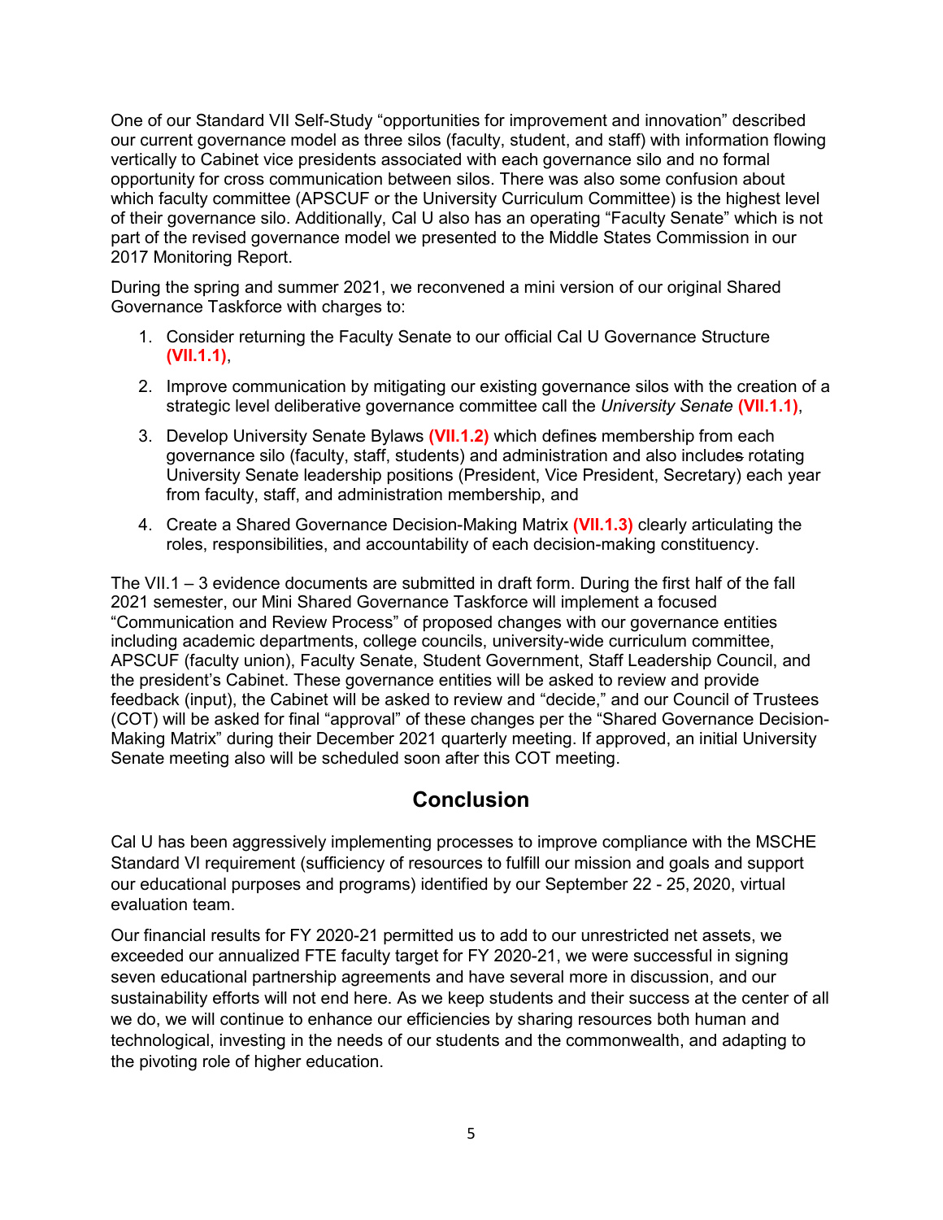One of our Standard VII Self-Study "opportunities for improvement and innovation" described our current governance model as three silos (faculty, student, and staff) with information flowing vertically to Cabinet vice presidents associated with each governance silo and no formal opportunity for cross communication between silos. There was also some confusion about which faculty committee (APSCUF or the University Curriculum Committee) is the highest level of their governance silo. Additionally, Cal U also has an operating "Faculty Senate" which is not part of the revised governance model we presented to the Middle States Commission in our 2017 Monitoring Report.

During the spring and summer 2021, we reconvened a mini version of our original Shared Governance Taskforce with charges to:

1. Consider returning the Faculty Senate to our official Cal U Governance Structure **(VII.1.1)**,
2. Improve communication by mitigating our existing governance silos with the creation of a strategic level deliberative governance committee call the *University Senate* **(VII.1.1)**,
3. Develop University Senate Bylaws **(VII.1.2)** which defines membership from each governance silo (faculty, staff, students) and administration and also includes rotating University Senate leadership positions (President, Vice President, Secretary) each year from faculty, staff, and administration membership, and
4. Create a Shared Governance Decision-Making Matrix **(VII.1.3)** clearly articulating the roles, responsibilities, and accountability of each decision-making constituency.

The VII.1 – 3 evidence documents are submitted in draft form. During the first half of the fall 2021 semester, our Mini Shared Governance Taskforce will implement a focused "Communication and Review Process" of proposed changes with our governance entities including academic departments, college councils, university-wide curriculum committee, APSCUF (faculty union), Faculty Senate, Student Government, Staff Leadership Council, and the president's Cabinet. These governance entities will be asked to review and provide feedback (input), the Cabinet will be asked to review and "decide," and our Council of Trustees (COT) will be asked for final "approval" of these changes per the "Shared Governance Decision-Making Matrix" during their December 2021 quarterly meeting. If approved, an initial University Senate meeting also will be scheduled soon after this COT meeting.

## Conclusion

Cal U has been aggressively implementing processes to improve compliance with the MSCHE Standard VI requirement (sufficiency of resources to fulfill our mission and goals and support our educational purposes and programs) identified by our September 22 - 25, 2020, virtual evaluation team.

Our financial results for FY 2020-21 permitted us to add to our unrestricted net assets, we exceeded our annualized FTE faculty target for FY 2020-21, we were successful in signing seven educational partnership agreements and have several more in discussion, and our sustainability efforts will not end here. As we keep students and their success at the center of all we do, we will continue to enhance our efficiencies by sharing resources both human and technological, investing in the needs of our students and the commonwealth, and adapting to the pivoting role of higher education.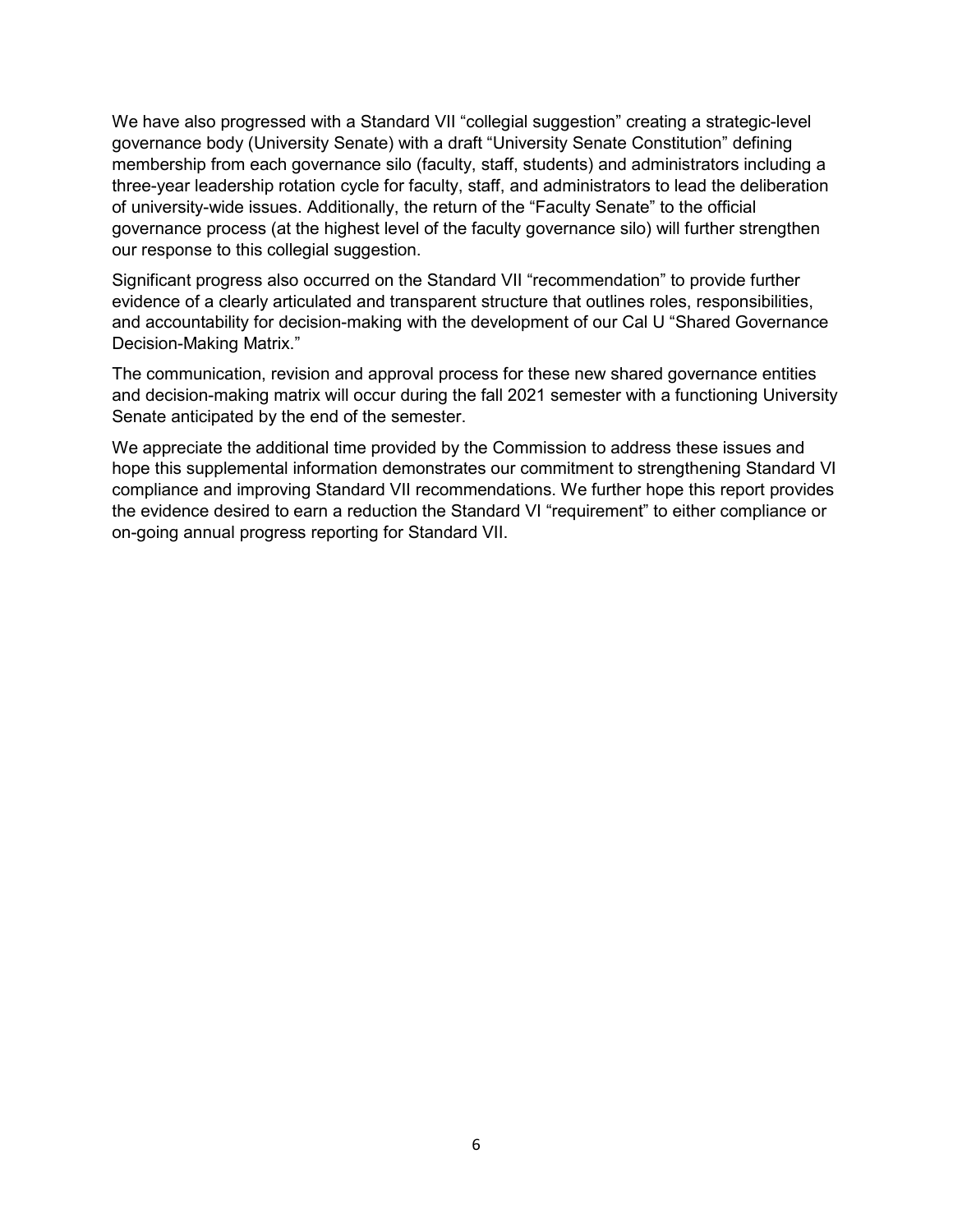We have also progressed with a Standard VII “collegial suggestion” creating a strategic-level governance body (University Senate) with a draft “University Senate Constitution” defining membership from each governance silo (faculty, staff, students) and administrators including a three-year leadership rotation cycle for faculty, staff, and administrators to lead the deliberation of university-wide issues. Additionally, the return of the “Faculty Senate” to the official governance process (at the highest level of the faculty governance silo) will further strengthen our response to this collegial suggestion.

Significant progress also occurred on the Standard VII “recommendation” to provide further evidence of a clearly articulated and transparent structure that outlines roles, responsibilities, and accountability for decision-making with the development of our Cal U “Shared Governance Decision-Making Matrix.”

The communication, revision and approval process for these new shared governance entities and decision-making matrix will occur during the fall 2021 semester with a functioning University Senate anticipated by the end of the semester.

We appreciate the additional time provided by the Commission to address these issues and hope this supplemental information demonstrates our commitment to strengthening Standard VI compliance and improving Standard VII recommendations. We further hope this report provides the evidence desired to earn a reduction the Standard VI “requirement” to either compliance or on-going annual progress reporting for Standard VII.